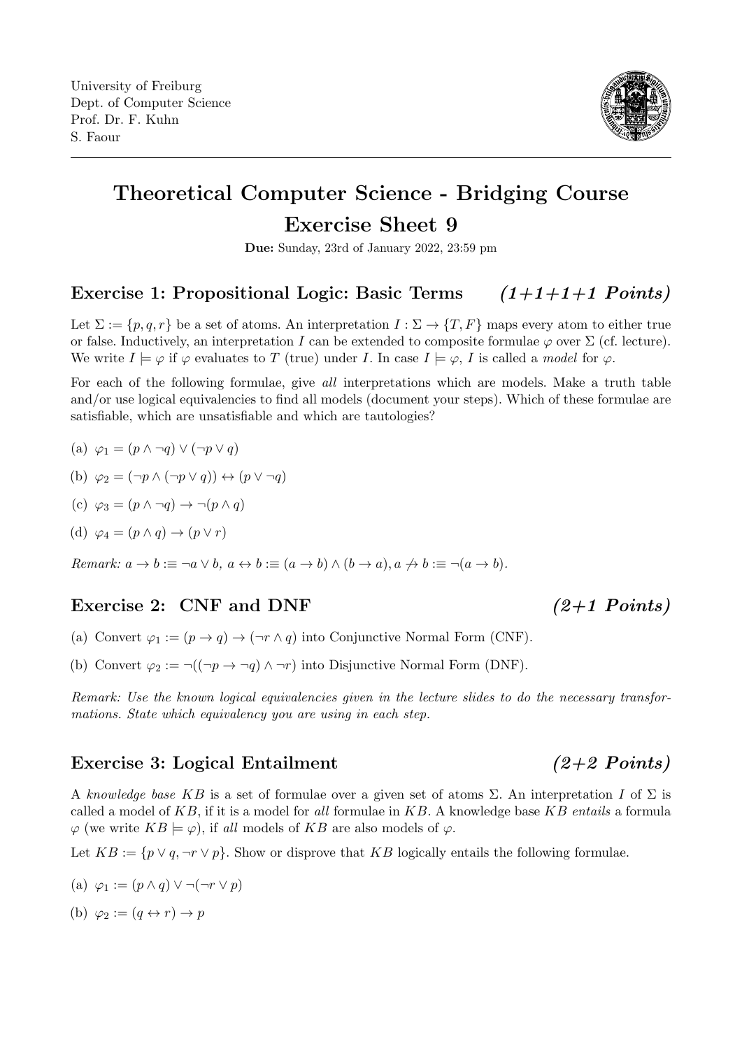University of Freiburg
Dept. of Computer Science
Prof. Dr. F. Kuhn
S. Faour

# Theoretical Computer Science - Bridging Course
# Exercise Sheet 9

**Due:** Sunday, 23rd of January 2022, 23:59 pm

## Exercise 1: Propositional Logic: Basic Terms *(1+1+1+1 Points)*

Let $\Sigma := \{p, q, r\}$ be a set of atoms. An interpretation $I : \Sigma \to \{T, F\}$ maps every atom to either true or false. Inductively, an interpretation $I$ can be extended to composite formulae $\varphi$ over $\Sigma$ (cf. lecture). We write $I \models \varphi$ if $\varphi$ evaluates to $T$ (true) under $I$. In case $I \models \varphi$, $I$ is called a *model* for $\varphi$.

For each of the following formulae, give *all* interpretations which are models. Make a truth table and/or use logical equivalencies to find all models (document your steps). Which of these formulae are satisfiable, which are unsatisfiable and which are tautologies?

(a) $\varphi_1 = (p \wedge \neg q) \vee (\neg p \vee q)$

(b) $\varphi_2 = (\neg p \wedge (\neg p \vee q)) \leftrightarrow (p \vee \neg q)$

(c) $\varphi_3 = (p \wedge \neg q) \to \neg(p \wedge q)$

(d) $\varphi_4 = (p \wedge q) \to (p \vee r)$

*Remark:* $a \to b :\equiv \neg a \vee b$, $a \leftrightarrow b :\equiv (a \to b) \wedge (b \to a)$, $a \not\to b :\equiv \neg(a \to b)$.

## Exercise 2: CNF and DNF *(2+1 Points)*

(a) Convert $\varphi_1 := (p \to q) \to (\neg r \wedge q)$ into Conjunctive Normal Form (CNF).

(b) Convert $\varphi_2 := \neg((\neg p \to \neg q) \wedge \neg r)$ into Disjunctive Normal Form (DNF).

*Remark: Use the known logical equivalencies given in the lecture slides to do the necessary transformations. State which equivalency you are using in each step.*

## Exercise 3: Logical Entailment *(2+2 Points)*

A *knowledge base* $KB$ is a set of formulae over a given set of atoms $\Sigma$. An interpretation $I$ of $\Sigma$ is called a model of $KB$, if it is a model for *all* formulae in $KB$. A knowledge base $KB$ *entails* a formula $\varphi$ (we write $KB \models \varphi$), if *all* models of $KB$ are also models of $\varphi$.

Let $KB := \{p \vee q, \neg r \vee p\}$. Show or disprove that $KB$ logically entails the following formulae.

(a) $\varphi_1 := (p \wedge q) \vee \neg(\neg r \vee p)$

(b) $\varphi_2 := (q \leftrightarrow r) \to p$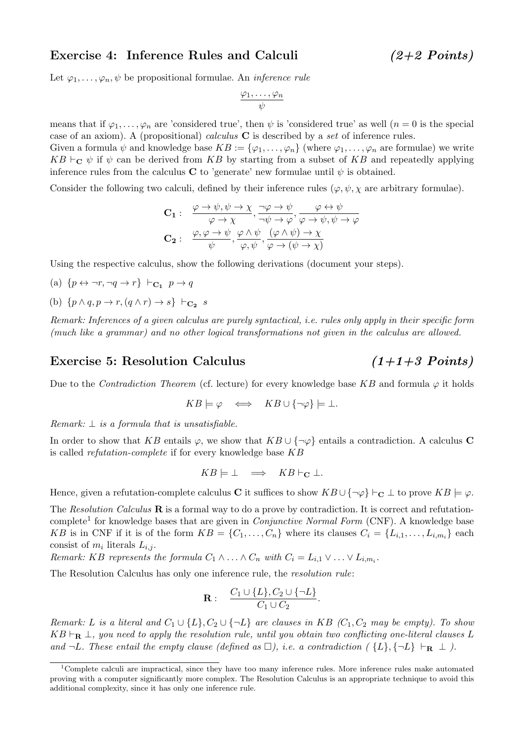## Exercise 4: Inference Rules and Calculi *(2+2 Points)*

Let $\varphi_1, \ldots, \varphi_n, \psi$ be propositional formulae. An *inference rule*

$$\frac{\varphi_1, \ldots, \varphi_n}{\psi}$$

means that if $\varphi_1, \ldots, \varphi_n$ are 'considered true', then $\psi$ is 'considered true' as well ($n = 0$ is the special case of an axiom). A (propositional) *calculus* $\mathbf{C}$ is described by a *set* of inference rules.

Given a formula $\psi$ and knowledge base $KB := \{\varphi_1, \ldots, \varphi_n\}$ (where $\varphi_1, \ldots, \varphi_n$ are formulae) we write $KB \vdash_{\mathbf{C}} \psi$ if $\psi$ can be derived from $KB$ by starting from a subset of $KB$ and repeatedly applying inference rules from the calculus $\mathbf{C}$ to 'generate' new formulae until $\psi$ is obtained.

Consider the following two calculi, defined by their inference rules ($\varphi, \psi, \chi$ are arbitrary formulae).

$$\mathbf{C_1}: \quad \frac{\varphi \to \psi, \psi \to \chi}{\varphi \to \chi}, \frac{\neg\varphi \to \psi}{\neg\psi \to \varphi}, \frac{\varphi \leftrightarrow \psi}{\varphi \to \psi, \psi \to \varphi}$$

$$\mathbf{C_2}: \quad \frac{\varphi, \varphi \to \psi}{\psi}, \frac{\varphi \wedge \psi}{\varphi, \psi}, \frac{(\varphi \wedge \psi) \to \chi}{\varphi \to (\psi \to \chi)}$$

Using the respective calculus, show the following derivations (document your steps).

(a) $\{p \leftrightarrow \neg r, \neg q \to r\} \vdash_{\mathbf{C_1}} p \to q$

(b) $\{p \wedge q, p \to r, (q \wedge r) \to s\} \vdash_{\mathbf{C_2}} s$

*Remark: Inferences of a given calculus are purely syntactical, i.e. rules only apply in their specific form (much like a grammar) and no other logical transformations not given in the calculus are allowed.*

## Exercise 5: Resolution Calculus *(1+1+3 Points)*

Due to the *Contradiction Theorem* (cf. lecture) for every knowledge base $KB$ and formula $\varphi$ it holds

$$KB \models \varphi \iff KB \cup \{\neg\varphi\} \models \bot.$$

*Remark: $\bot$ is a formula that is unsatisfiable.*

In order to show that $KB$ entails $\varphi$, we show that $KB \cup \{\neg\varphi\}$ entails a contradiction. A calculus $\mathbf{C}$ is called *refutation-complete* if for every knowledge base $KB$

$$KB \models \bot \implies KB \vdash_{\mathbf{C}} \bot.$$

Hence, given a refutation-complete calculus $\mathbf{C}$ it suffices to show $KB \cup \{\neg\varphi\} \vdash_{\mathbf{C}} \bot$ to prove $KB \models \varphi$.

The *Resolution Calculus* $\mathbf{R}$ is a formal way to do a prove by contradiction. It is correct and refutation-complete[1] for knowledge bases that are given in *Conjunctive Normal Form* (CNF). A knowledge base $KB$ is in CNF if it is of the form $KB = \{C_1, \ldots, C_n\}$ where its clauses $C_i = \{L_{i,1}, \ldots, L_{i,m_i}\}$ each consist of $m_i$ literals $L_{i,j}$.

*Remark: $KB$ represents the formula $C_1 \wedge \ldots \wedge C_n$ with $C_i = L_{i,1} \vee \ldots \vee L_{i,m_i}$.*

The Resolution Calculus has only one inference rule, the *resolution rule*:

$$\mathbf{R}: \quad \frac{C_1 \cup \{L\}, C_2 \cup \{\neg L\}}{C_1 \cup C_2}.$$

*Remark: $L$ is a literal and $C_1 \cup \{L\}, C_2 \cup \{\neg L\}$ are clauses in $KB$ ($C_1, C_2$ may be empty). To show $KB \vdash_{\mathbf{R}} \bot$, you need to apply the resolution rule, until you obtain two conflicting one-literal clauses $L$ and $\neg L$. These entail the empty clause (defined as $\Box$), i.e. a contradiction ( $\{L\}, \{\neg L\} \vdash_{\mathbf{R}} \bot$ ).*

[1] Complete calculi are impractical, since they have too many inference rules. More inference rules make automated proving with a computer significantly more complex. The Resolution Calculus is an appropriate technique to avoid this additional complexity, since it has only one inference rule.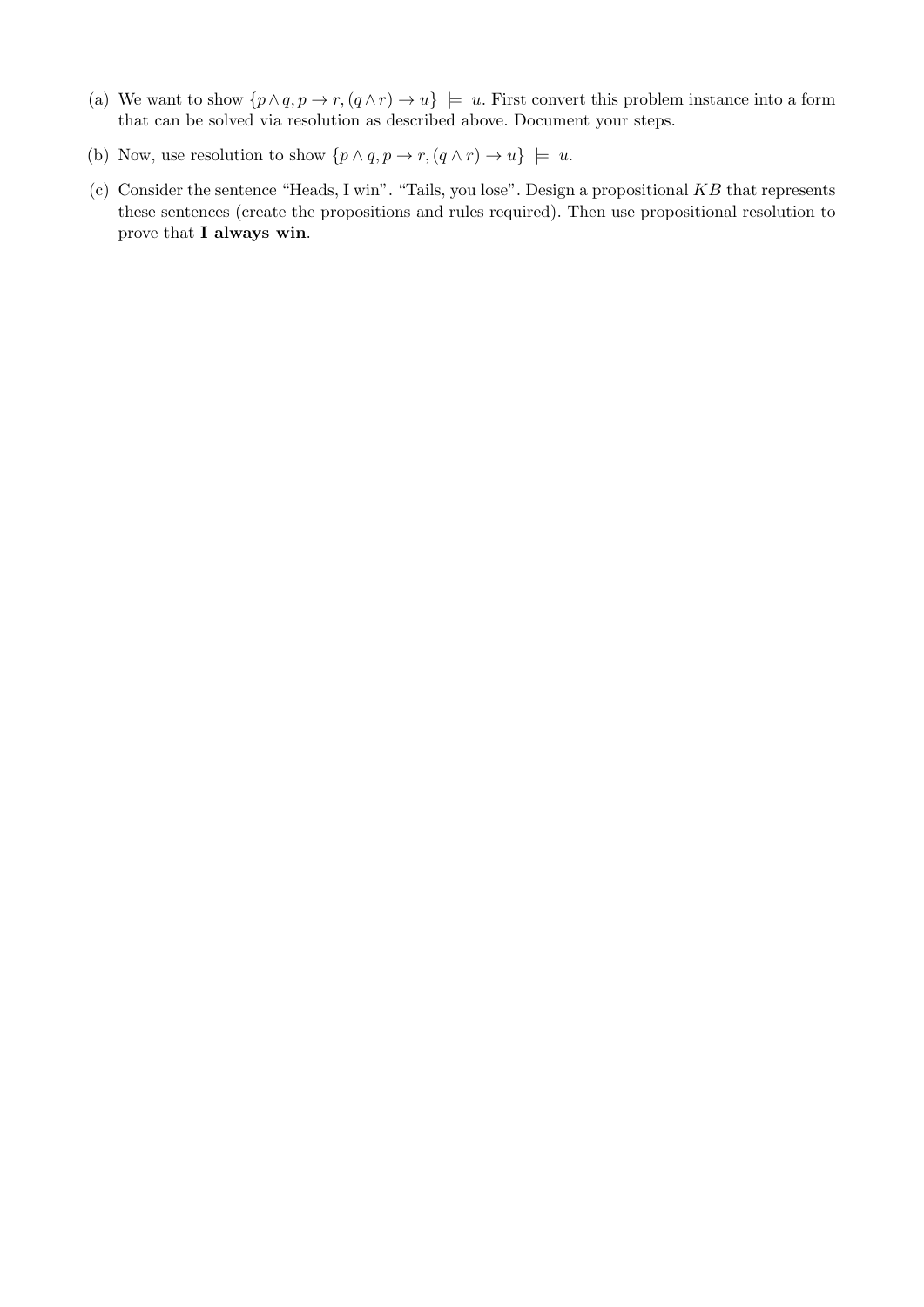(a) We want to show $\{p \wedge q, p \rightarrow r, (q \wedge r) \rightarrow u\} \models u$. First convert this problem instance into a form that can be solved via resolution as described above. Document your steps.

(b) Now, use resolution to show $\{p \wedge q, p \rightarrow r, (q \wedge r) \rightarrow u\} \models u$.

(c) Consider the sentence "Heads, I win". "Tails, you lose". Design a propositional $KB$ that represents these sentences (create the propositions and rules required). Then use propositional resolution to prove that **I always win**.